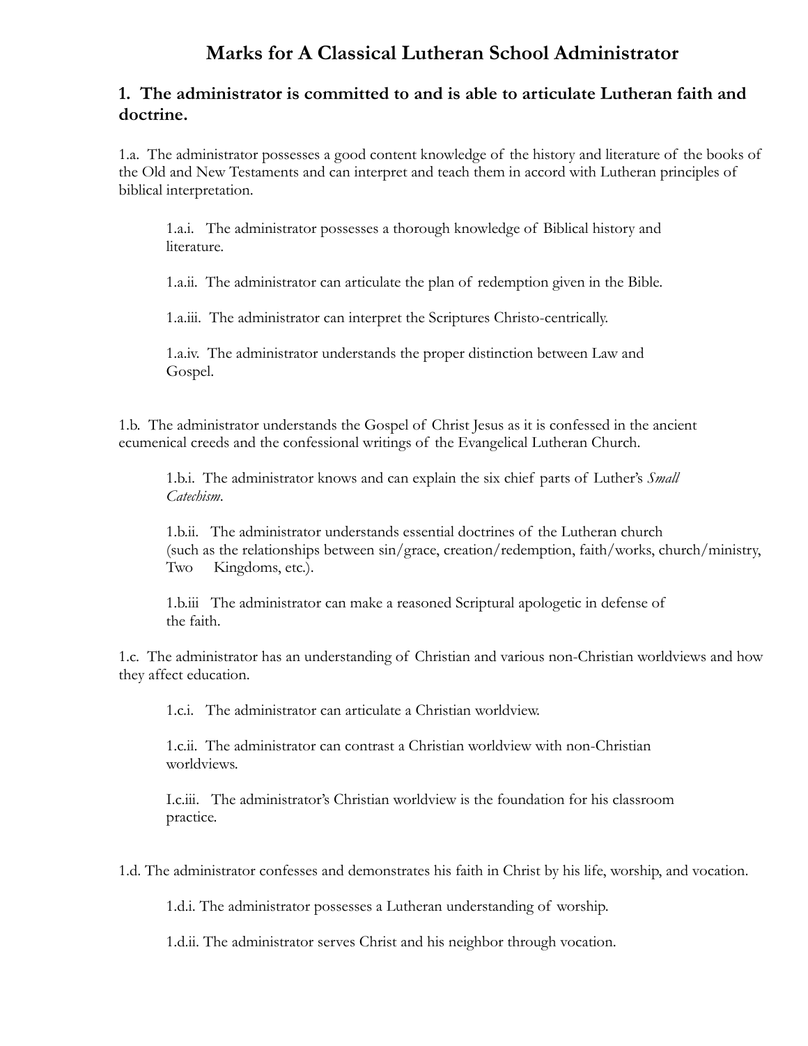# Marks for A Classical Lutheran School Administrator

## 1. The administrator is committed to and is able to articulate Lutheran faith and doctrine.

1.a. The administrator possesses a good content knowledge of the history and literature of the books of the Old and New Testaments and can interpret and teach them in accord with Lutheran principles of biblical interpretation.

> 1.a.i. The administrator possesses a thorough knowledge of Biblical history and literature.
>
> 1.a.ii. The administrator can articulate the plan of redemption given in the Bible.
>
> 1.a.iii. The administrator can interpret the Scriptures Christo-centrically.
>
> 1.a.iv. The administrator understands the proper distinction between Law and Gospel.

1.b. The administrator understands the Gospel of Christ Jesus as it is confessed in the ancient ecumenical creeds and the confessional writings of the Evangelical Lutheran Church.

> 1.b.i. The administrator knows and can explain the six chief parts of Luther's *Small Catechism*.
>
> 1.b.ii. The administrator understands essential doctrines of the Lutheran church (such as the relationships between sin/grace, creation/redemption, faith/works, church/ministry, Two Kingdoms, etc.).
>
> 1.b.iii The administrator can make a reasoned Scriptural apologetic in defense of the faith.

1.c. The administrator has an understanding of Christian and various non-Christian worldviews and how they affect education.

> 1.c.i. The administrator can articulate a Christian worldview.
>
> 1.c.ii. The administrator can contrast a Christian worldview with non-Christian worldviews.
>
> I.c.iii. The administrator's Christian worldview is the foundation for his classroom practice.

1.d. The administrator confesses and demonstrates his faith in Christ by his life, worship, and vocation.

> 1.d.i. The administrator possesses a Lutheran understanding of worship.
>
> 1.d.ii. The administrator serves Christ and his neighbor through vocation.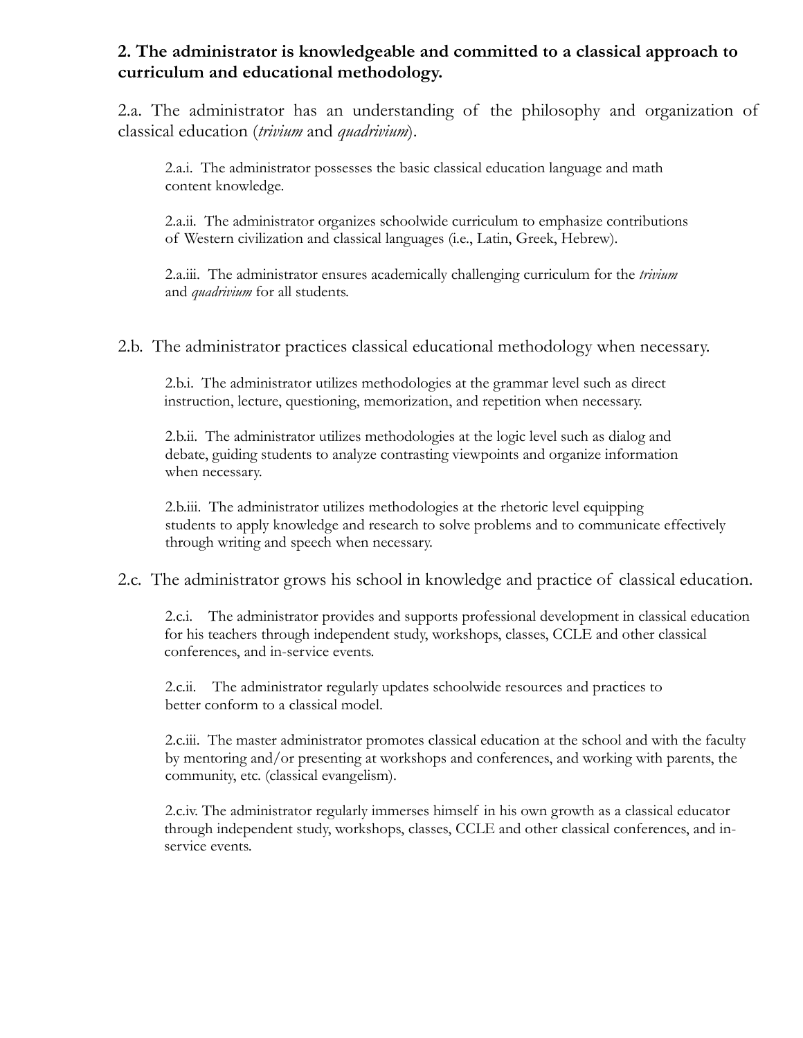**2. The administrator is knowledgeable and committed to a classical approach to curriculum and educational methodology.**

2.a. The administrator has an understanding of the philosophy and organization of classical education (*trivium* and *quadrivium*).

> 2.a.i. The administrator possesses the basic classical education language and math content knowledge.
>
> 2.a.ii. The administrator organizes schoolwide curriculum to emphasize contributions of Western civilization and classical languages (i.e., Latin, Greek, Hebrew).
>
> 2.a.iii. The administrator ensures academically challenging curriculum for the *trivium* and *quadrivium* for all students.

2.b. The administrator practices classical educational methodology when necessary.

> 2.b.i. The administrator utilizes methodologies at the grammar level such as direct instruction, lecture, questioning, memorization, and repetition when necessary.
>
> 2.b.ii. The administrator utilizes methodologies at the logic level such as dialog and debate, guiding students to analyze contrasting viewpoints and organize information when necessary.
>
> 2.b.iii. The administrator utilizes methodologies at the rhetoric level equipping students to apply knowledge and research to solve problems and to communicate effectively through writing and speech when necessary.

2.c. The administrator grows his school in knowledge and practice of classical education.

> 2.c.i. The administrator provides and supports professional development in classical education for his teachers through independent study, workshops, classes, CCLE and other classical conferences, and in-service events.
>
> 2.c.ii. The administrator regularly updates schoolwide resources and practices to better conform to a classical model.
>
> 2.c.iii. The master administrator promotes classical education at the school and with the faculty by mentoring and/or presenting at workshops and conferences, and working with parents, the community, etc. (classical evangelism).
>
> 2.c.iv. The administrator regularly immerses himself in his own growth as a classical educator through independent study, workshops, classes, CCLE and other classical conferences, and in-service events.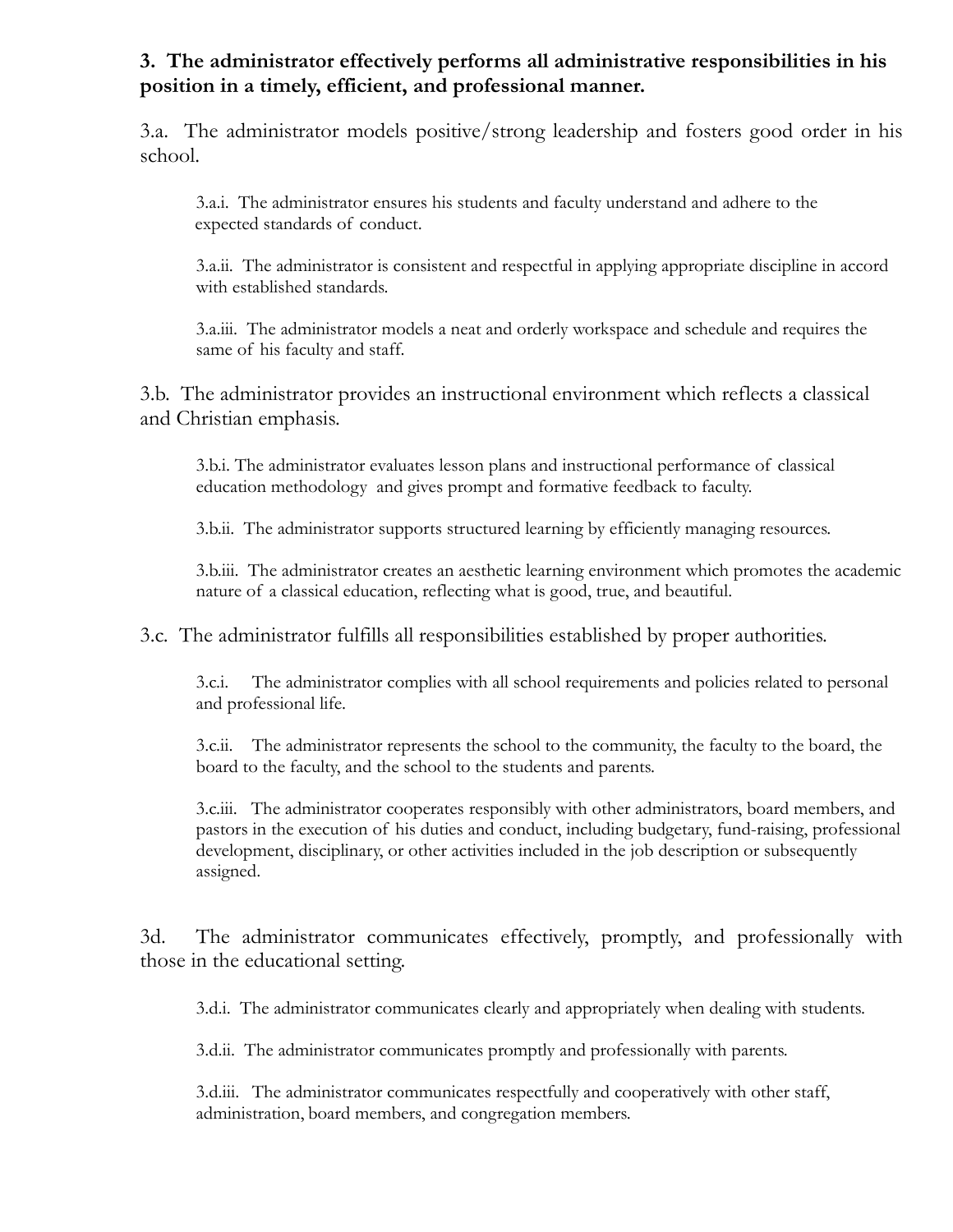**3. The administrator effectively performs all administrative responsibilities in his position in a timely, efficient, and professional manner.**

3.a. The administrator models positive/strong leadership and fosters good order in his school.

> 3.a.i. The administrator ensures his students and faculty understand and adhere to the expected standards of conduct.
>
> 3.a.ii. The administrator is consistent and respectful in applying appropriate discipline in accord with established standards.
>
> 3.a.iii. The administrator models a neat and orderly workspace and schedule and requires the same of his faculty and staff.

3.b. The administrator provides an instructional environment which reflects a classical and Christian emphasis.

> 3.b.i. The administrator evaluates lesson plans and instructional performance of classical education methodology and gives prompt and formative feedback to faculty.
>
> 3.b.ii. The administrator supports structured learning by efficiently managing resources.
>
> 3.b.iii. The administrator creates an aesthetic learning environment which promotes the academic nature of a classical education, reflecting what is good, true, and beautiful.

3.c. The administrator fulfills all responsibilities established by proper authorities.

> 3.c.i. The administrator complies with all school requirements and policies related to personal and professional life.
>
> 3.c.ii. The administrator represents the school to the community, the faculty to the board, the board to the faculty, and the school to the students and parents.
>
> 3.c.iii. The administrator cooperates responsibly with other administrators, board members, and pastors in the execution of his duties and conduct, including budgetary, fund-raising, professional development, disciplinary, or other activities included in the job description or subsequently assigned.

3d. The administrator communicates effectively, promptly, and professionally with those in the educational setting.

> 3.d.i. The administrator communicates clearly and appropriately when dealing with students.
>
> 3.d.ii. The administrator communicates promptly and professionally with parents.
>
> 3.d.iii. The administrator communicates respectfully and cooperatively with other staff, administration, board members, and congregation members.